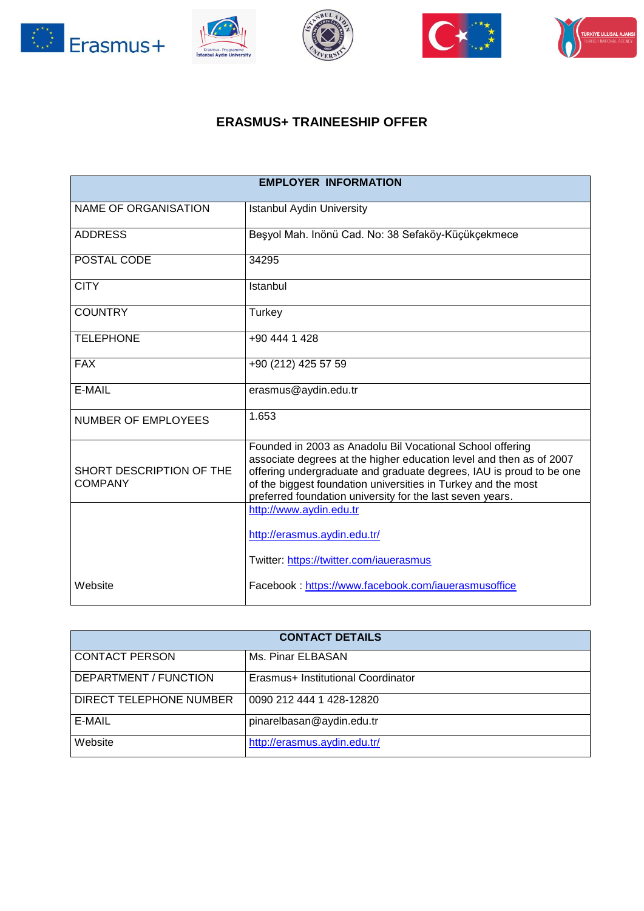# ERASMUS+ TRAINEESHIP OFFER

| EMPLOYER INFORMATION | |
|---|---|
| NAME OF ORGANISATION | Istanbul Aydin University |
| ADDRESS | Beşyol Mah. Inönü Cad. No: 38 Sefaköy-Küçükçekmece |
| POSTAL CODE | 34295 |
| CITY | Istanbul |
| COUNTRY | Turkey |
| TELEPHONE | +90 444 1 428 |
| FAX | +90 (212) 425 57 59 |
| E-MAIL | erasmus@aydin.edu.tr |
| NUMBER OF EMPLOYEES | 1.653 |
| SHORT DESCRIPTION OF THE COMPANY | Founded in 2003 as Anadolu Bil Vocational School offering associate degrees at the higher education level and then as of 2007 offering undergraduate and graduate degrees, IAU is proud to be one of the biggest foundation universities in Turkey and the most preferred foundation university for the last seven years. |
| Website | http://www.aydin.edu.tr<br><br>http://erasmus.aydin.edu.tr/<br><br>Twitter: https://twitter.com/iauerasmus<br><br>Facebook : https://www.facebook.com/iauerasmusoffice |

| CONTACT DETAILS | |
|---|---|
| CONTACT PERSON | Ms. Pinar ELBASAN |
| DEPARTMENT / FUNCTION | Erasmus+ Institutional Coordinator |
| DIRECT TELEPHONE NUMBER | 0090 212 444 1 428-12820 |
| E-MAIL | pinarelbasan@aydin.edu.tr |
| Website | http://erasmus.aydin.edu.tr/ |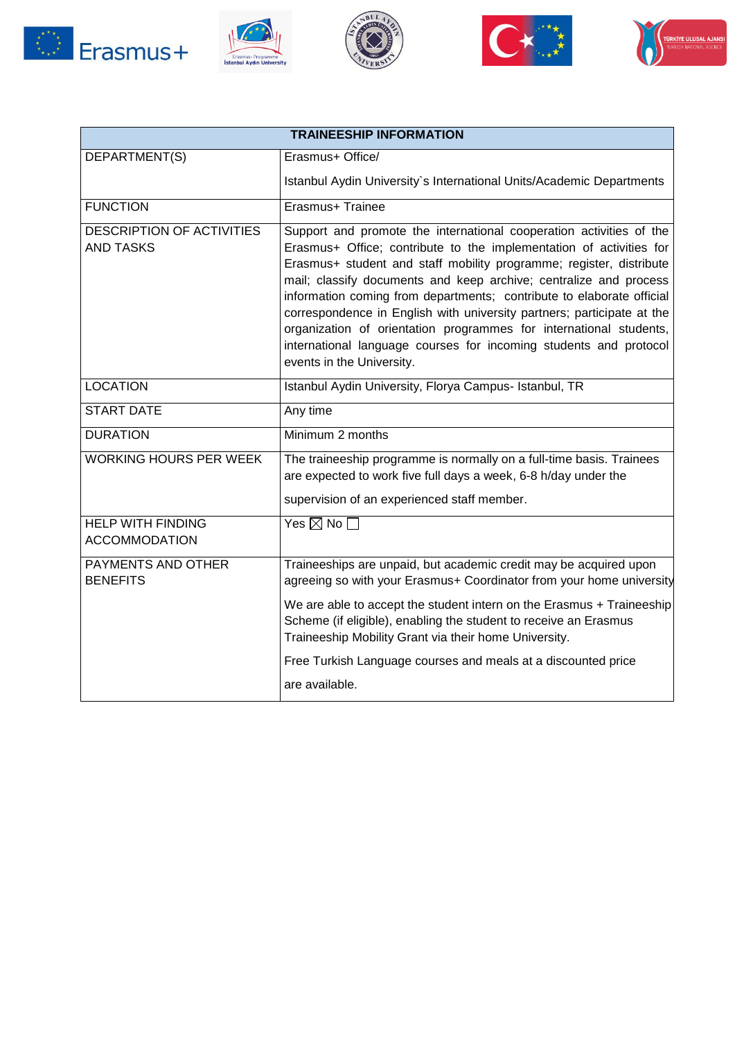| TRAINEESHIP INFORMATION | |
|---|---|
| DEPARTMENT(S) | Erasmus+ Office/<br>Istanbul Aydin University`s International Units/Academic Departments |
| FUNCTION | Erasmus+ Trainee |
| DESCRIPTION OF ACTIVITIES AND TASKS | Support and promote the international cooperation activities of the Erasmus+ Office; contribute to the implementation of activities for Erasmus+ student and staff mobility programme; register, distribute mail; classify documents and keep archive; centralize and process information coming from departments; contribute to elaborate official correspondence in English with university partners; participate at the organization of orientation programmes for international students, international language courses for incoming students and protocol events in the University. |
| LOCATION | Istanbul Aydin University, Florya Campus- Istanbul, TR |
| START DATE | Any time |
| DURATION | Minimum 2 months |
| WORKING HOURS PER WEEK | The traineeship programme is normally on a full-time basis. Trainees are expected to work five full days a week, 6-8 h/day under the supervision of an experienced staff member. |
| HELP WITH FINDING ACCOMMODATION | Yes ☒ No ☐ |
| PAYMENTS AND OTHER BENEFITS | Traineeships are unpaid, but academic credit may be acquired upon agreeing so with your Erasmus+ Coordinator from your home university<br>We are able to accept the student intern on the Erasmus + Traineeship Scheme (if eligible), enabling the student to receive an Erasmus Traineeship Mobility Grant via their home University.<br>Free Turkish Language courses and meals at a discounted price are available. |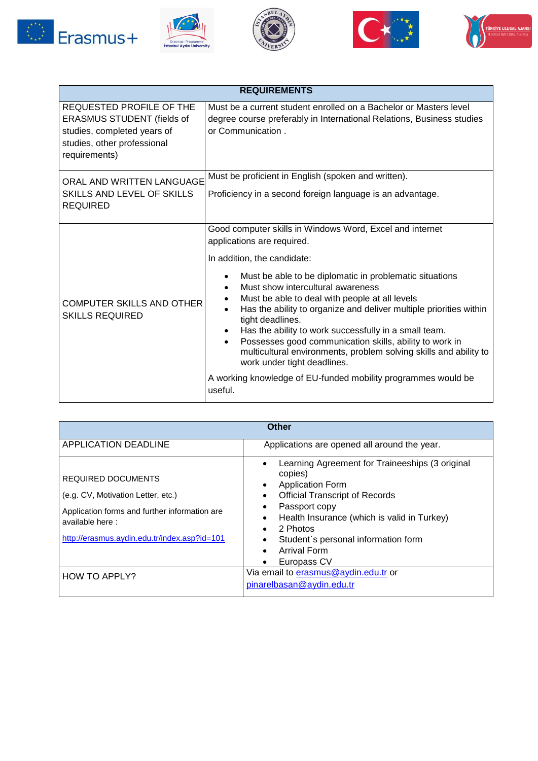| REQUIREMENTS | |
|---|---|
| REQUESTED PROFILE OF THE ERASMUS STUDENT (fields of studies, completed years of studies, other professional requirements) | Must be a current student enrolled on a Bachelor or Masters level degree course preferably in International Relations, Business studies or Communication . |
| ORAL AND WRITTEN LANGUAGE SKILLS AND LEVEL OF SKILLS REQUIRED | Must be proficient in English (spoken and written).<br><br>Proficiency in a second foreign language is an advantage. |
| COMPUTER SKILLS AND OTHER SKILLS REQUIRED | Good computer skills in Windows Word, Excel and internet applications are required.<br><br>In addition, the candidate:<br><br>• Must be able to be diplomatic in problematic situations<br>• Must show intercultural awareness<br>• Must be able to deal with people at all levels<br>• Has the ability to organize and deliver multiple priorities within tight deadlines.<br>• Has the ability to work successfully in a small team.<br>• Possesses good communication skills, ability to work in multicultural environments, problem solving skills and ability to work under tight deadlines.<br><br>A working knowledge of EU-funded mobility programmes would be useful. |

| Other | |
|---|---|
| APPLICATION DEADLINE | Applications are opened all around the year. |
| REQUIRED DOCUMENTS<br><br>(e.g. CV, Motivation Letter, etc.)<br><br>Application forms and further information are available here :<br><br>http://erasmus.aydin.edu.tr/index.asp?id=101 | • Learning Agreement for Traineeships (3 original copies)<br>• Application Form<br>• Official Transcript of Records<br>• Passport copy<br>• Health Insurance (which is valid in Turkey)<br>• 2 Photos<br>• Student`s personal information form<br>• Arrival Form<br>• Europass CV |
| HOW TO APPLY? | Via email to erasmus@aydin.edu.tr or pinarelbasan@aydin.edu.tr |